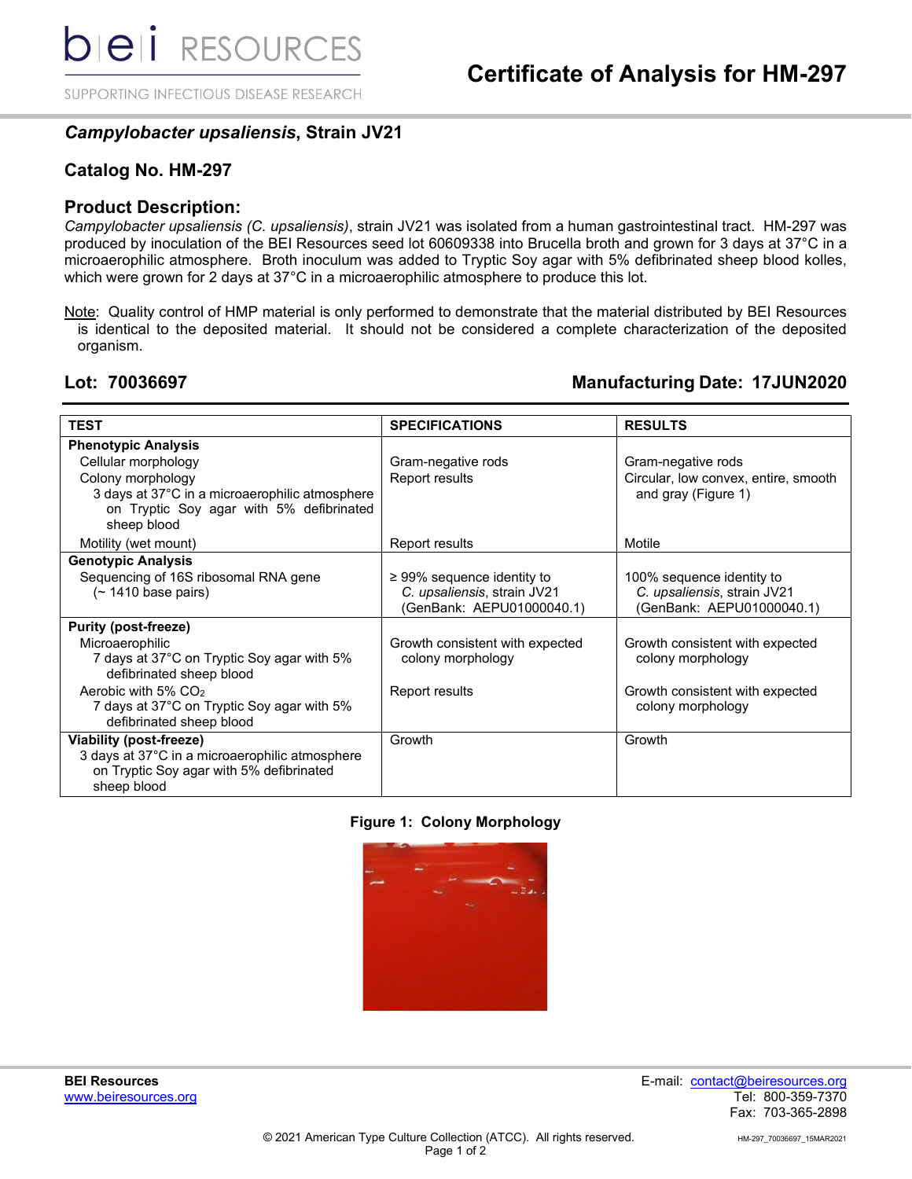# Certificate of Analysis for HM-297

## *Campylobacter upsaliensis*, Strain JV21

### Catalog No. HM-297

### Product Description:

*Campylobacter upsaliensis (C. upsaliensis)*, strain JV21 was isolated from a human gastrointestinal tract. HM-297 was produced by inoculation of the BEI Resources seed lot 60609338 into Brucella broth and grown for 3 days at 37°C in a microaerophilic atmosphere. Broth inoculum was added to Tryptic Soy agar with 5% defibrinated sheep blood kolles, which were grown for 2 days at 37°C in a microaerophilic atmosphere to produce this lot.

Note: Quality control of HMP material is only performed to demonstrate that the material distributed by BEI Resources is identical to the deposited material. It should not be considered a complete characterization of the deposited organism.

**Lot: 70036697** **Manufacturing Date: 17JUN2020**

| TEST | SPECIFICATIONS | RESULTS |
|---|---|---|
| **Phenotypic Analysis** | | |
| Cellular morphology | Gram-negative rods | Gram-negative rods |
| Colony morphology<br>3 days at 37°C in a microaerophilic atmosphere on Tryptic Soy agar with 5% defibrinated sheep blood | Report results | Circular, low convex, entire, smooth and gray (Figure 1) |
| Motility (wet mount) | Report results | Motile |
| **Genotypic Analysis** | | |
| Sequencing of 16S ribosomal RNA gene (~ 1410 base pairs) | ≥ 99% sequence identity to *C. upsaliensis*, strain JV21 (GenBank: AEPU01000040.1) | 100% sequence identity to *C. upsaliensis*, strain JV21 (GenBank: AEPU01000040.1) |
| **Purity (post-freeze)** | | |
| Microaerophilic<br>7 days at 37°C on Tryptic Soy agar with 5% defibrinated sheep blood | Growth consistent with expected colony morphology | Growth consistent with expected colony morphology |
| Aerobic with 5% $CO_2$<br>7 days at 37°C on Tryptic Soy agar with 5% defibrinated sheep blood | Report results | Growth consistent with expected colony morphology |
| **Viability (post-freeze)**<br>3 days at 37°C in a microaerophilic atmosphere on Tryptic Soy agar with 5% defibrinated sheep blood | Growth | Growth |

**Figure 1: Colony Morphology**

**BEI Resources**
www.beiresources.org

E-mail: contact@beiresources.org
Tel: 800-359-7370
Fax: 703-365-2898

© 2021 American Type Culture Collection (ATCC). All rights reserved.

HM-297_70036697_15MAR2021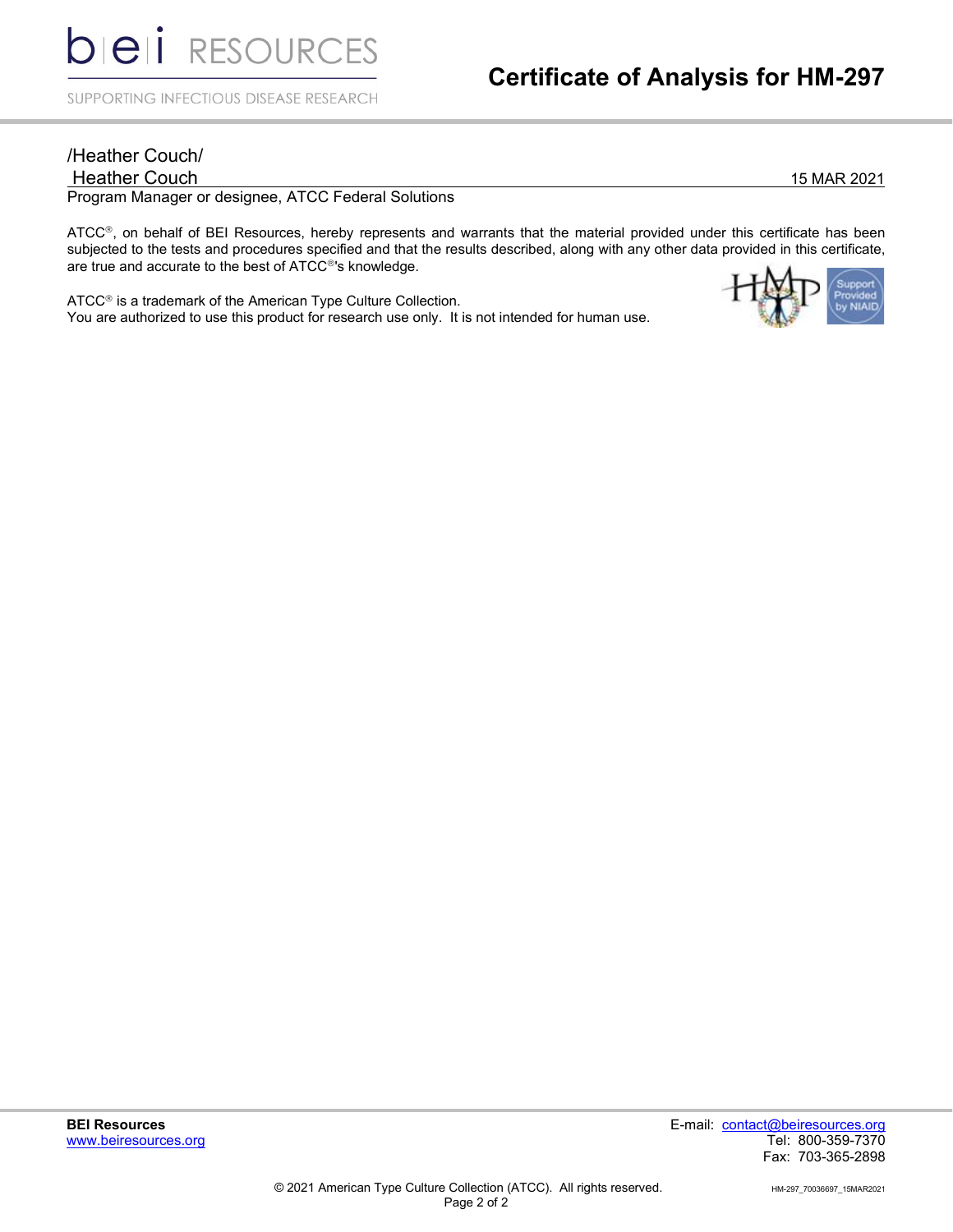/Heather Couch/

Heather Couch 15 MAR 2021

Program Manager or designee, ATCC Federal Solutions

ATCC®, on behalf of BEI Resources, hereby represents and warrants that the material provided under this certificate has been subjected to the tests and procedures specified and that the results described, along with any other data provided in this certificate, are true and accurate to the best of ATCC®'s knowledge.

ATCC® is a trademark of the American Type Culture Collection.
You are authorized to use this product for research use only. It is not intended for human use.

**BEI Resources**
www.beiresources.org

E-mail: contact@beiresources.org
Tel: 800-359-7370
Fax: 703-365-2898

© 2021 American Type Culture Collection (ATCC). All rights reserved.

HM-297_70036697_15MAR2021